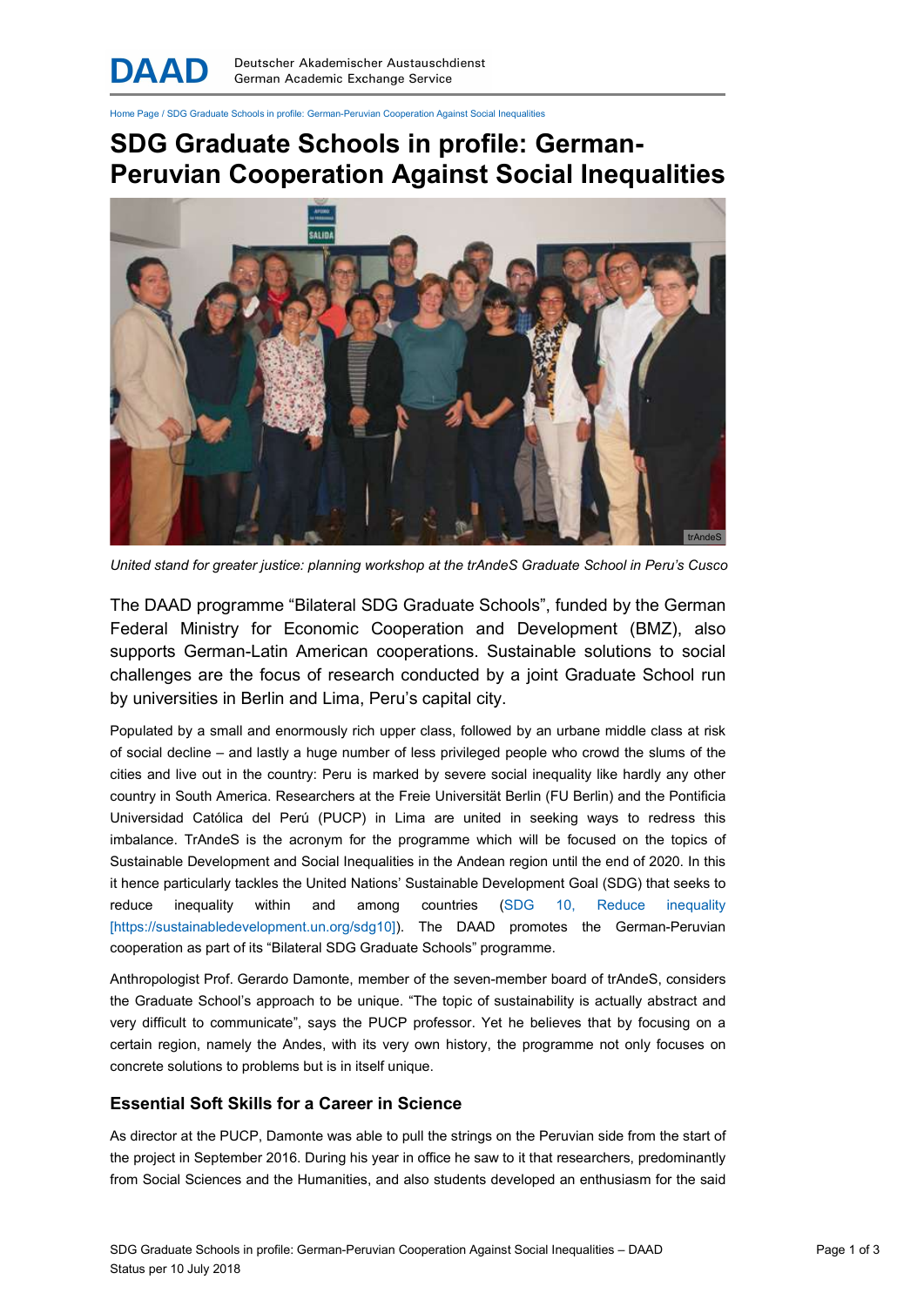Home Page / SDG Graduate Schools in profile: German-Peruvian Cooperation Against Social Inequalities

# SDG Graduate Schools in profile: German-Peruvian Cooperation Against Social Inequalities

*United stand for greater justice: planning workshop at the trAndeS Graduate School in Peru's Cusco*

The DAAD programme "Bilateral SDG Graduate Schools", funded by the German Federal Ministry for Economic Cooperation and Development (BMZ), also supports German-Latin American cooperations. Sustainable solutions to social challenges are the focus of research conducted by a joint Graduate School run by universities in Berlin and Lima, Peru's capital city.

Populated by a small and enormously rich upper class, followed by an urbane middle class at risk of social decline – and lastly a huge number of less privileged people who crowd the slums of the cities and live out in the country: Peru is marked by severe social inequality like hardly any other country in South America. Researchers at the Freie Universität Berlin (FU Berlin) and the Pontificia Universidad Católica del Perú (PUCP) in Lima are united in seeking ways to redress this imbalance. TrAndeS is the acronym for the programme which will be focused on the topics of Sustainable Development and Social Inequalities in the Andean region until the end of 2020. In this it hence particularly tackles the United Nations' Sustainable Development Goal (SDG) that seeks to reduce inequality within and among countries (SDG 10, Reduce inequality [https://sustainabledevelopment.un.org/sdg10]). The DAAD promotes the German-Peruvian cooperation as part of its "Bilateral SDG Graduate Schools" programme.

Anthropologist Prof. Gerardo Damonte, member of the seven-member board of trAndeS, considers the Graduate School's approach to be unique. "The topic of sustainability is actually abstract and very difficult to communicate", says the PUCP professor. Yet he believes that by focusing on a certain region, namely the Andes, with its very own history, the programme not only focuses on concrete solutions to problems but is in itself unique.

### Essential Soft Skills for a Career in Science

As director at the PUCP, Damonte was able to pull the strings on the Peruvian side from the start of the project in September 2016. During his year in office he saw to it that researchers, predominantly from Social Sciences and the Humanities, and also students developed an enthusiasm for the said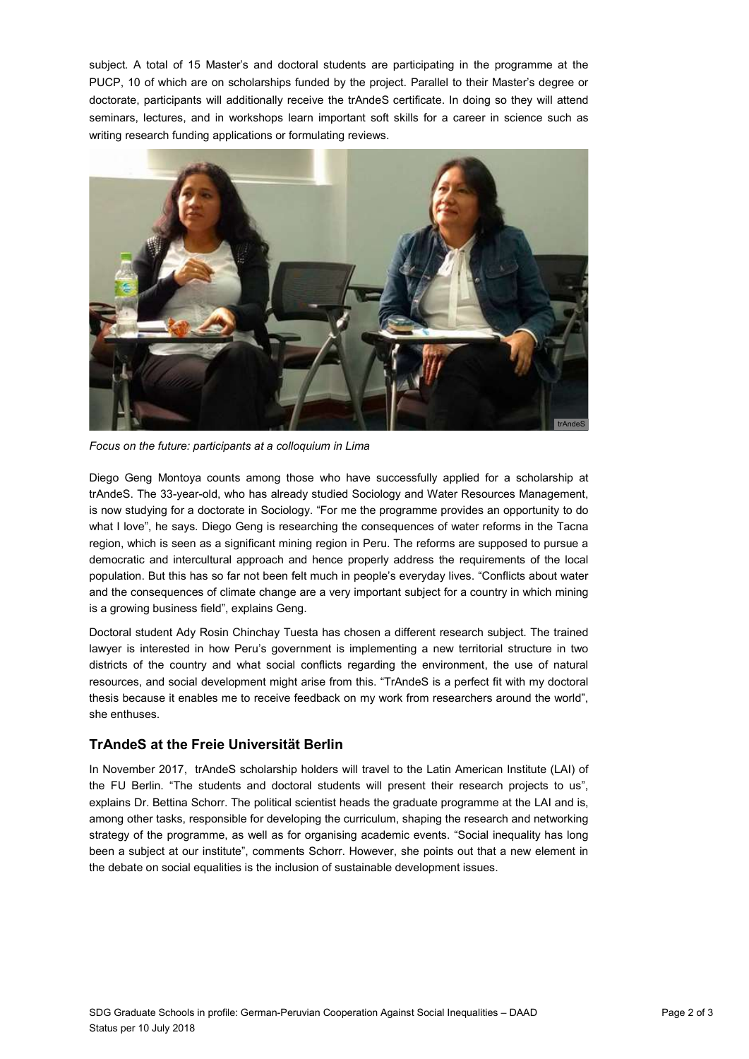subject. A total of 15 Master's and doctoral students are participating in the programme at the PUCP, 10 of which are on scholarships funded by the project. Parallel to their Master's degree or doctorate, participants will additionally receive the trAndeS certificate. In doing so they will attend seminars, lectures, and in workshops learn important soft skills for a career in science such as writing research funding applications or formulating reviews.

*Focus on the future: participants at a colloquium in Lima*

Diego Geng Montoya counts among those who have successfully applied for a scholarship at trAndeS. The 33-year-old, who has already studied Sociology and Water Resources Management, is now studying for a doctorate in Sociology. "For me the programme provides an opportunity to do what I love", he says. Diego Geng is researching the consequences of water reforms in the Tacna region, which is seen as a significant mining region in Peru. The reforms are supposed to pursue a democratic and intercultural approach and hence properly address the requirements of the local population. But this has so far not been felt much in people's everyday lives. "Conflicts about water and the consequences of climate change are a very important subject for a country in which mining is a growing business field", explains Geng.

Doctoral student Ady Rosin Chinchay Tuesta has chosen a different research subject. The trained lawyer is interested in how Peru's government is implementing a new territorial structure in two districts of the country and what social conflicts regarding the environment, the use of natural resources, and social development might arise from this. "TrAndeS is a perfect fit with my doctoral thesis because it enables me to receive feedback on my work from researchers around the world", she enthuses.

## TrAndeS at the Freie Universität Berlin

In November 2017, trAndeS scholarship holders will travel to the Latin American Institute (LAI) of the FU Berlin. "The students and doctoral students will present their research projects to us", explains Dr. Bettina Schorr. The political scientist heads the graduate programme at the LAI and is, among other tasks, responsible for developing the curriculum, shaping the research and networking strategy of the programme, as well as for organising academic events. "Social inequality has long been a subject at our institute", comments Schorr. However, she points out that a new element in the debate on social equalities is the inclusion of sustainable development issues.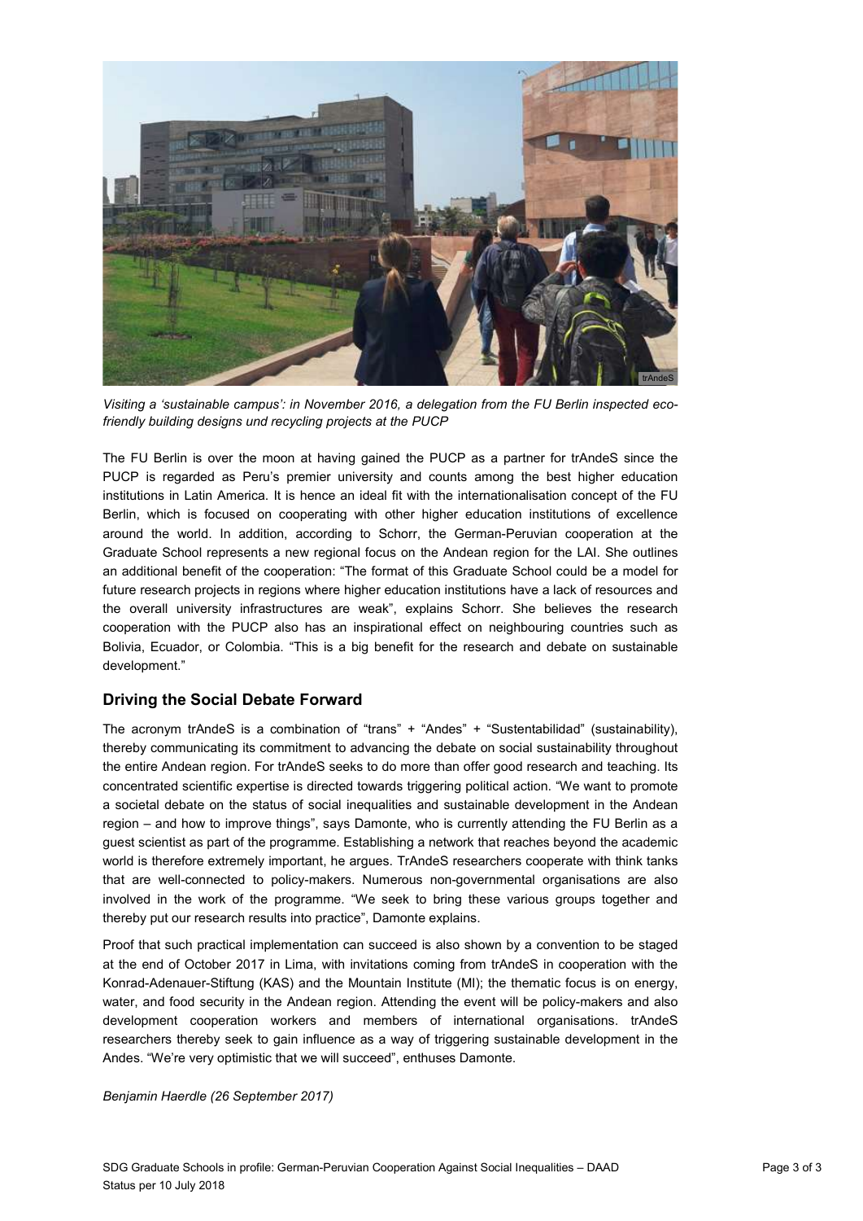*Visiting a 'sustainable campus': in November 2016, a delegation from the FU Berlin inspected eco-friendly building designs und recycling projects at the PUCP*

The FU Berlin is over the moon at having gained the PUCP as a partner for trAndeS since the PUCP is regarded as Peru's premier university and counts among the best higher education institutions in Latin America. It is hence an ideal fit with the internationalisation concept of the FU Berlin, which is focused on cooperating with other higher education institutions of excellence around the world. In addition, according to Schorr, the German-Peruvian cooperation at the Graduate School represents a new regional focus on the Andean region for the LAI. She outlines an additional benefit of the cooperation: "The format of this Graduate School could be a model for future research projects in regions where higher education institutions have a lack of resources and the overall university infrastructures are weak", explains Schorr. She believes the research cooperation with the PUCP also has an inspirational effect on neighbouring countries such as Bolivia, Ecuador, or Colombia. "This is a big benefit for the research and debate on sustainable development."

## Driving the Social Debate Forward

The acronym trAndeS is a combination of "trans" + "Andes" + "Sustentabilidad" (sustainability), thereby communicating its commitment to advancing the debate on social sustainability throughout the entire Andean region. For trAndeS seeks to do more than offer good research and teaching. Its concentrated scientific expertise is directed towards triggering political action. "We want to promote a societal debate on the status of social inequalities and sustainable development in the Andean region – and how to improve things", says Damonte, who is currently attending the FU Berlin as a guest scientist as part of the programme. Establishing a network that reaches beyond the academic world is therefore extremely important, he argues. TrAndeS researchers cooperate with think tanks that are well-connected to policy-makers. Numerous non-governmental organisations are also involved in the work of the programme. "We seek to bring these various groups together and thereby put our research results into practice", Damonte explains.

Proof that such practical implementation can succeed is also shown by a convention to be staged at the end of October 2017 in Lima, with invitations coming from trAndeS in cooperation with the Konrad-Adenauer-Stiftung (KAS) and the Mountain Institute (MI); the thematic focus is on energy, water, and food security in the Andean region. Attending the event will be policy-makers and also development cooperation workers and members of international organisations. trAndeS researchers thereby seek to gain influence as a way of triggering sustainable development in the Andes. "We're very optimistic that we will succeed", enthuses Damonte.

*Benjamin Haerdle (26 September 2017)*